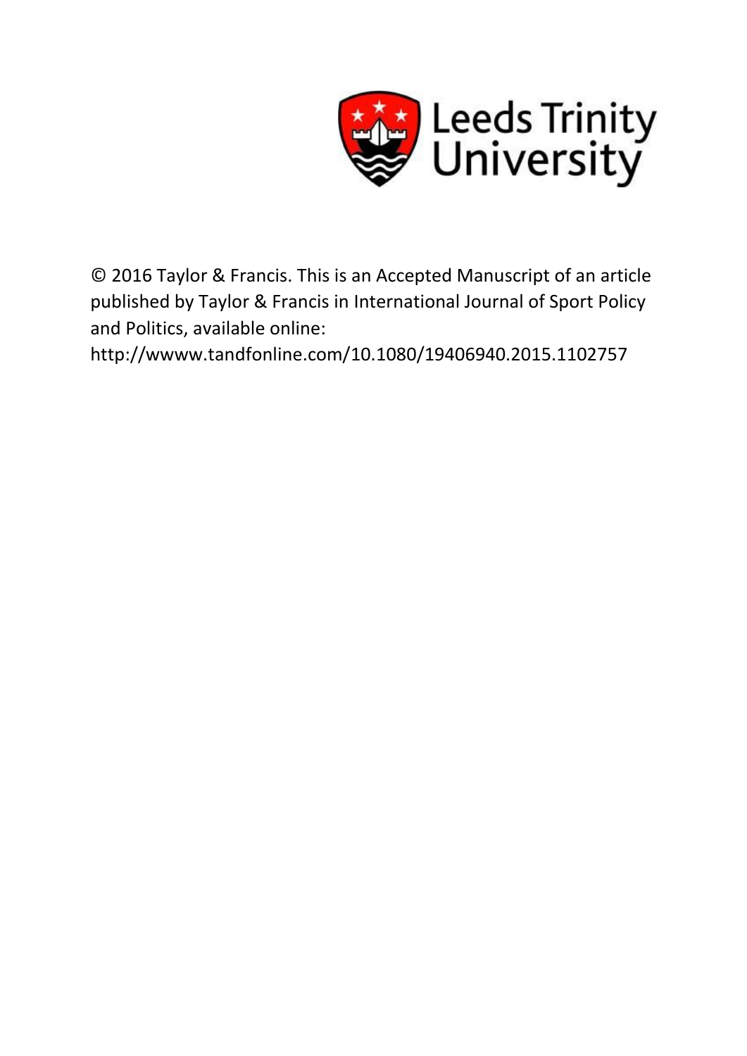Leeds Trinity University

© 2016 Taylor & Francis. This is an Accepted Manuscript of an article published by Taylor & Francis in International Journal of Sport Policy and Politics, available online: http://wwww.tandfonline.com/10.1080/19406940.2015.1102757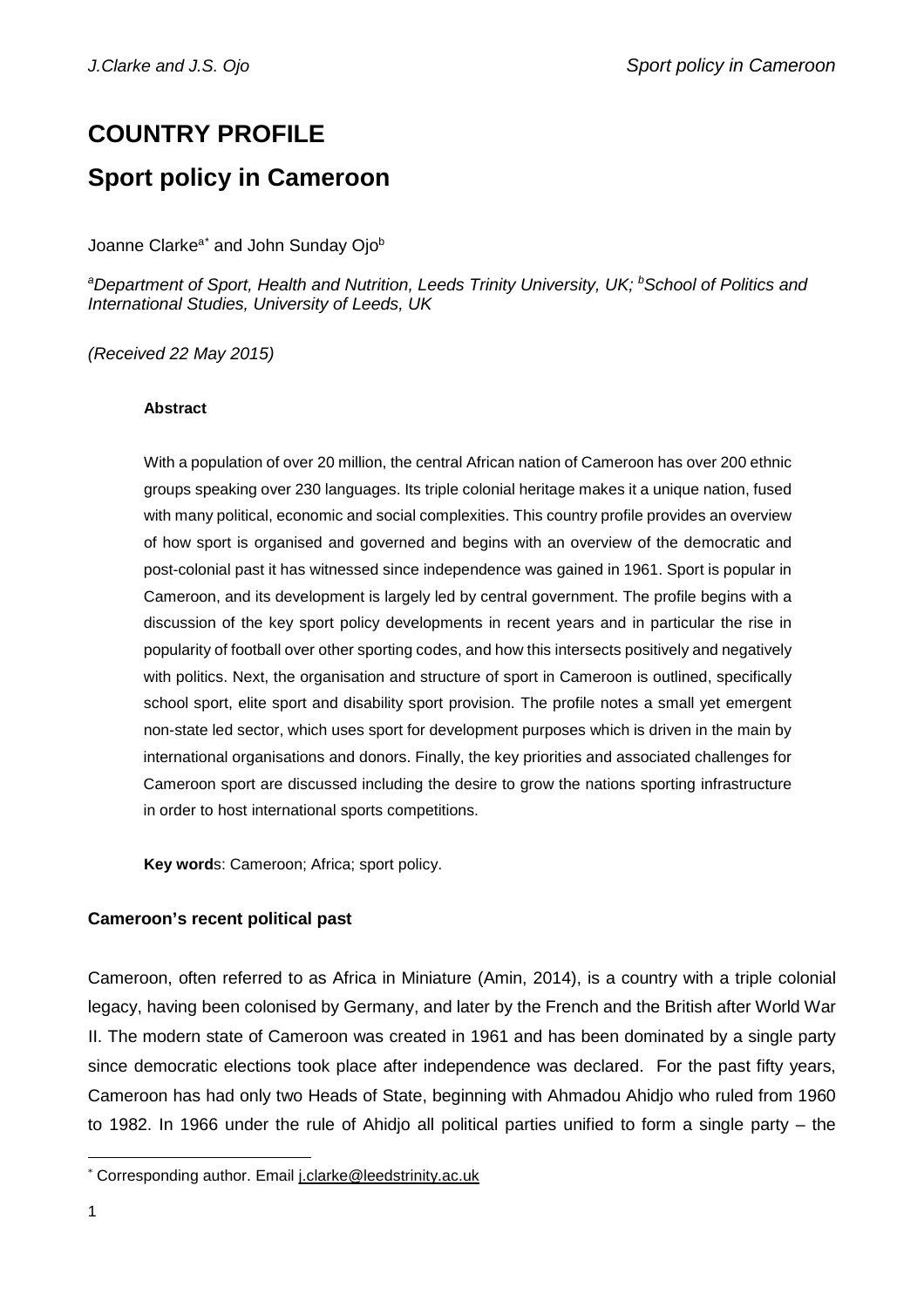# COUNTRY PROFILE

# Sport policy in Cameroon

Joanne Clarke[a*] and John Sunday Ojo[b]

[a]*Department of Sport, Health and Nutrition, Leeds Trinity University, UK;* [b]*School of Politics and International Studies, University of Leeds, UK*

*(Received 22 May 2015)*

**Abstract**

With a population of over 20 million, the central African nation of Cameroon has over 200 ethnic groups speaking over 230 languages. Its triple colonial heritage makes it a unique nation, fused with many political, economic and social complexities. This country profile provides an overview of how sport is organised and governed and begins with an overview of the democratic and post-colonial past it has witnessed since independence was gained in 1961. Sport is popular in Cameroon, and its development is largely led by central government. The profile begins with a discussion of the key sport policy developments in recent years and in particular the rise in popularity of football over other sporting codes, and how this intersects positively and negatively with politics. Next, the organisation and structure of sport in Cameroon is outlined, specifically school sport, elite sport and disability sport provision. The profile notes a small yet emergent non-state led sector, which uses sport for development purposes which is driven in the main by international organisations and donors. Finally, the key priorities and associated challenges for Cameroon sport are discussed including the desire to grow the nations sporting infrastructure in order to host international sports competitions.

**Key word**s: Cameroon; Africa; sport policy.

### Cameroon's recent political past

Cameroon, often referred to as Africa in Miniature (Amin, 2014), is a country with a triple colonial legacy, having been colonised by Germany, and later by the French and the British after World War II. The modern state of Cameroon was created in 1961 and has been dominated by a single party since democratic elections took place after independence was declared. For the past fifty years, Cameroon has had only two Heads of State, beginning with Ahmadou Ahidjo who ruled from 1960 to 1982. In 1966 under the rule of Ahidjo all political parties unified to form a single party – the

[*] Corresponding author. Email j.clarke@leedstrinity.ac.uk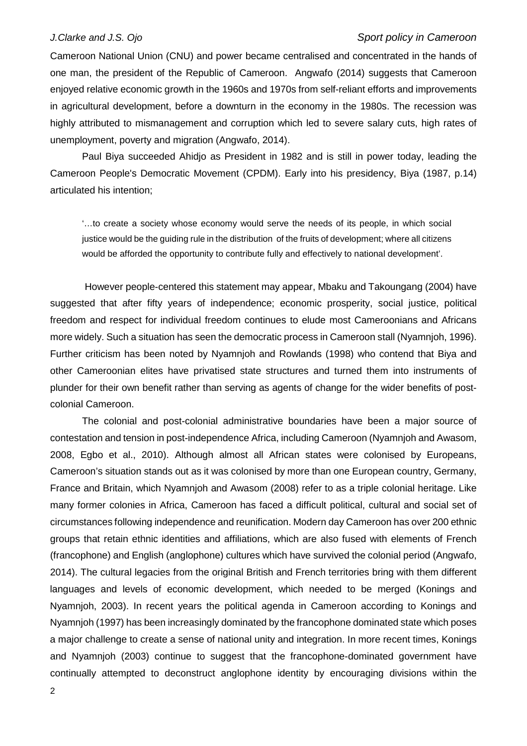Cameroon National Union (CNU) and power became centralised and concentrated in the hands of one man, the president of the Republic of Cameroon. Angwafo (2014) suggests that Cameroon enjoyed relative economic growth in the 1960s and 1970s from self-reliant efforts and improvements in agricultural development, before a downturn in the economy in the 1980s. The recession was highly attributed to mismanagement and corruption which led to severe salary cuts, high rates of unemployment, poverty and migration (Angwafo, 2014).

Paul Biya succeeded Ahidjo as President in 1982 and is still in power today, leading the Cameroon People's Democratic Movement (CPDM). Early into his presidency, Biya (1987, p.14) articulated his intention;

> '…to create a society whose economy would serve the needs of its people, in which social justice would be the guiding rule in the distribution of the fruits of development; where all citizens would be afforded the opportunity to contribute fully and effectively to national development'.

However people-centered this statement may appear, Mbaku and Takoungang (2004) have suggested that after fifty years of independence; economic prosperity, social justice, political freedom and respect for individual freedom continues to elude most Cameroonians and Africans more widely. Such a situation has seen the democratic process in Cameroon stall (Nyamnjoh, 1996). Further criticism has been noted by Nyamnjoh and Rowlands (1998) who contend that Biya and other Cameroonian elites have privatised state structures and turned them into instruments of plunder for their own benefit rather than serving as agents of change for the wider benefits of post-colonial Cameroon.

The colonial and post-colonial administrative boundaries have been a major source of contestation and tension in post-independence Africa, including Cameroon (Nyamnjoh and Awasom, 2008, Egbo et al., 2010). Although almost all African states were colonised by Europeans, Cameroon's situation stands out as it was colonised by more than one European country, Germany, France and Britain, which Nyamnjoh and Awasom (2008) refer to as a triple colonial heritage. Like many former colonies in Africa, Cameroon has faced a difficult political, cultural and social set of circumstances following independence and reunification. Modern day Cameroon has over 200 ethnic groups that retain ethnic identities and affiliations, which are also fused with elements of French (francophone) and English (anglophone) cultures which have survived the colonial period (Angwafo, 2014). The cultural legacies from the original British and French territories bring with them different languages and levels of economic development, which needed to be merged (Konings and Nyamnjoh, 2003). In recent years the political agenda in Cameroon according to Konings and Nyamnjoh (1997) has been increasingly dominated by the francophone dominated state which poses a major challenge to create a sense of national unity and integration. In more recent times, Konings and Nyamnjoh (2003) continue to suggest that the francophone-dominated government have continually attempted to deconstruct anglophone identity by encouraging divisions within the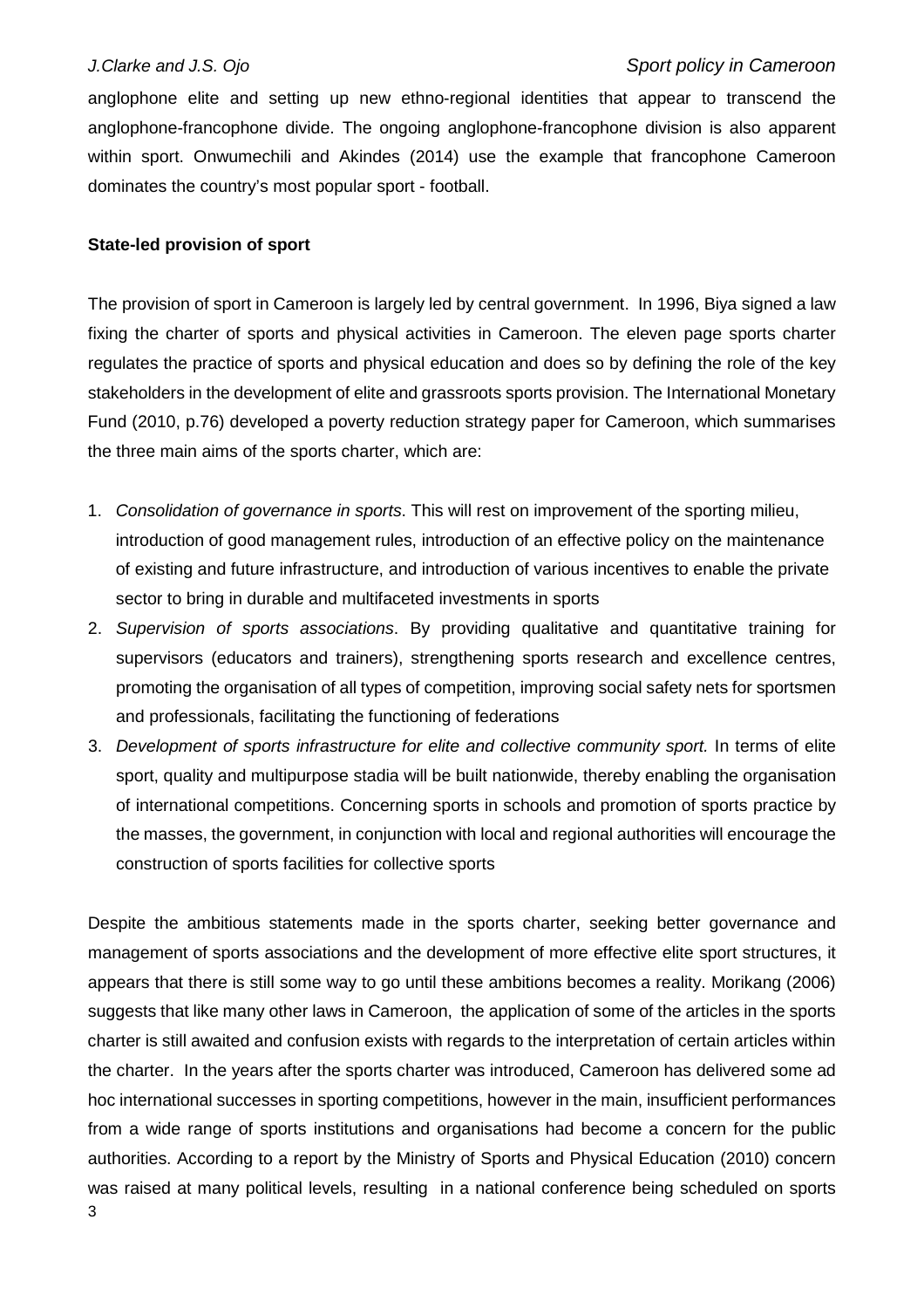anglophone elite and setting up new ethno-regional identities that appear to transcend the anglophone-francophone divide. The ongoing anglophone-francophone division is also apparent within sport. Onwumechili and Akindes (2014) use the example that francophone Cameroon dominates the country's most popular sport - football.

**State-led provision of sport**

The provision of sport in Cameroon is largely led by central government. In 1996, Biya signed a law fixing the charter of sports and physical activities in Cameroon. The eleven page sports charter regulates the practice of sports and physical education and does so by defining the role of the key stakeholders in the development of elite and grassroots sports provision. The International Monetary Fund (2010, p.76) developed a poverty reduction strategy paper for Cameroon, which summarises the three main aims of the sports charter, which are:

1. *Consolidation of governance in sports*. This will rest on improvement of the sporting milieu, introduction of good management rules, introduction of an effective policy on the maintenance of existing and future infrastructure, and introduction of various incentives to enable the private sector to bring in durable and multifaceted investments in sports
2. *Supervision of sports associations*. By providing qualitative and quantitative training for supervisors (educators and trainers), strengthening sports research and excellence centres, promoting the organisation of all types of competition, improving social safety nets for sportsmen and professionals, facilitating the functioning of federations
3. *Development of sports infrastructure for elite and collective community sport.* In terms of elite sport, quality and multipurpose stadia will be built nationwide, thereby enabling the organisation of international competitions. Concerning sports in schools and promotion of sports practice by the masses, the government, in conjunction with local and regional authorities will encourage the construction of sports facilities for collective sports

Despite the ambitious statements made in the sports charter, seeking better governance and management of sports associations and the development of more effective elite sport structures, it appears that there is still some way to go until these ambitions becomes a reality. Morikang (2006) suggests that like many other laws in Cameroon, the application of some of the articles in the sports charter is still awaited and confusion exists with regards to the interpretation of certain articles within the charter. In the years after the sports charter was introduced, Cameroon has delivered some ad hoc international successes in sporting competitions, however in the main, insufficient performances from a wide range of sports institutions and organisations had become a concern for the public authorities. According to a report by the Ministry of Sports and Physical Education (2010) concern was raised at many political levels, resulting in a national conference being scheduled on sports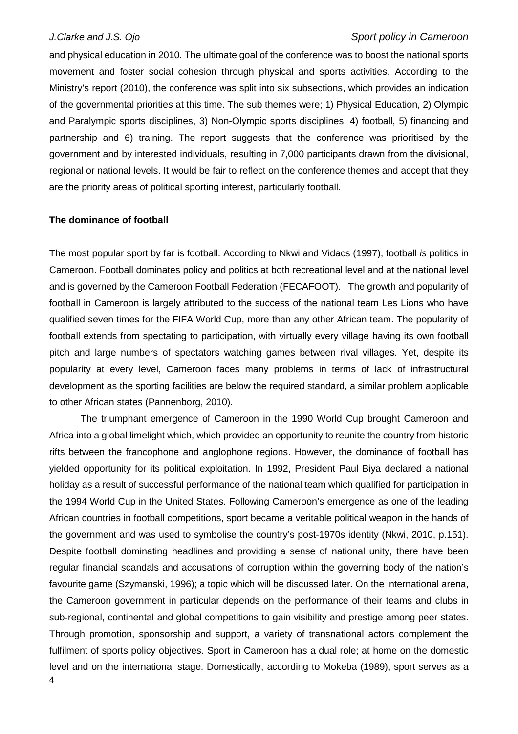and physical education in 2010. The ultimate goal of the conference was to boost the national sports movement and foster social cohesion through physical and sports activities. According to the Ministry's report (2010), the conference was split into six subsections, which provides an indication of the governmental priorities at this time. The sub themes were; 1) Physical Education, 2) Olympic and Paralympic sports disciplines, 3) Non-Olympic sports disciplines, 4) football, 5) financing and partnership and 6) training. The report suggests that the conference was prioritised by the government and by interested individuals, resulting in 7,000 participants drawn from the divisional, regional or national levels. It would be fair to reflect on the conference themes and accept that they are the priority areas of political sporting interest, particularly football.

**The dominance of football**

The most popular sport by far is football. According to Nkwi and Vidacs (1997), football *is* politics in Cameroon. Football dominates policy and politics at both recreational level and at the national level and is governed by the Cameroon Football Federation (FECAFOOT). The growth and popularity of football in Cameroon is largely attributed to the success of the national team Les Lions who have qualified seven times for the FIFA World Cup, more than any other African team. The popularity of football extends from spectating to participation, with virtually every village having its own football pitch and large numbers of spectators watching games between rival villages. Yet, despite its popularity at every level, Cameroon faces many problems in terms of lack of infrastructural development as the sporting facilities are below the required standard, a similar problem applicable to other African states (Pannenborg, 2010).

The triumphant emergence of Cameroon in the 1990 World Cup brought Cameroon and Africa into a global limelight which, which provided an opportunity to reunite the country from historic rifts between the francophone and anglophone regions. However, the dominance of football has yielded opportunity for its political exploitation. In 1992, President Paul Biya declared a national holiday as a result of successful performance of the national team which qualified for participation in the 1994 World Cup in the United States. Following Cameroon's emergence as one of the leading African countries in football competitions, sport became a veritable political weapon in the hands of the government and was used to symbolise the country's post-1970s identity (Nkwi, 2010, p.151). Despite football dominating headlines and providing a sense of national unity, there have been regular financial scandals and accusations of corruption within the governing body of the nation's favourite game (Szymanski, 1996); a topic which will be discussed later. On the international arena, the Cameroon government in particular depends on the performance of their teams and clubs in sub-regional, continental and global competitions to gain visibility and prestige among peer states. Through promotion, sponsorship and support, a variety of transnational actors complement the fulfilment of sports policy objectives. Sport in Cameroon has a dual role; at home on the domestic level and on the international stage. Domestically, according to Mokeba (1989), sport serves as a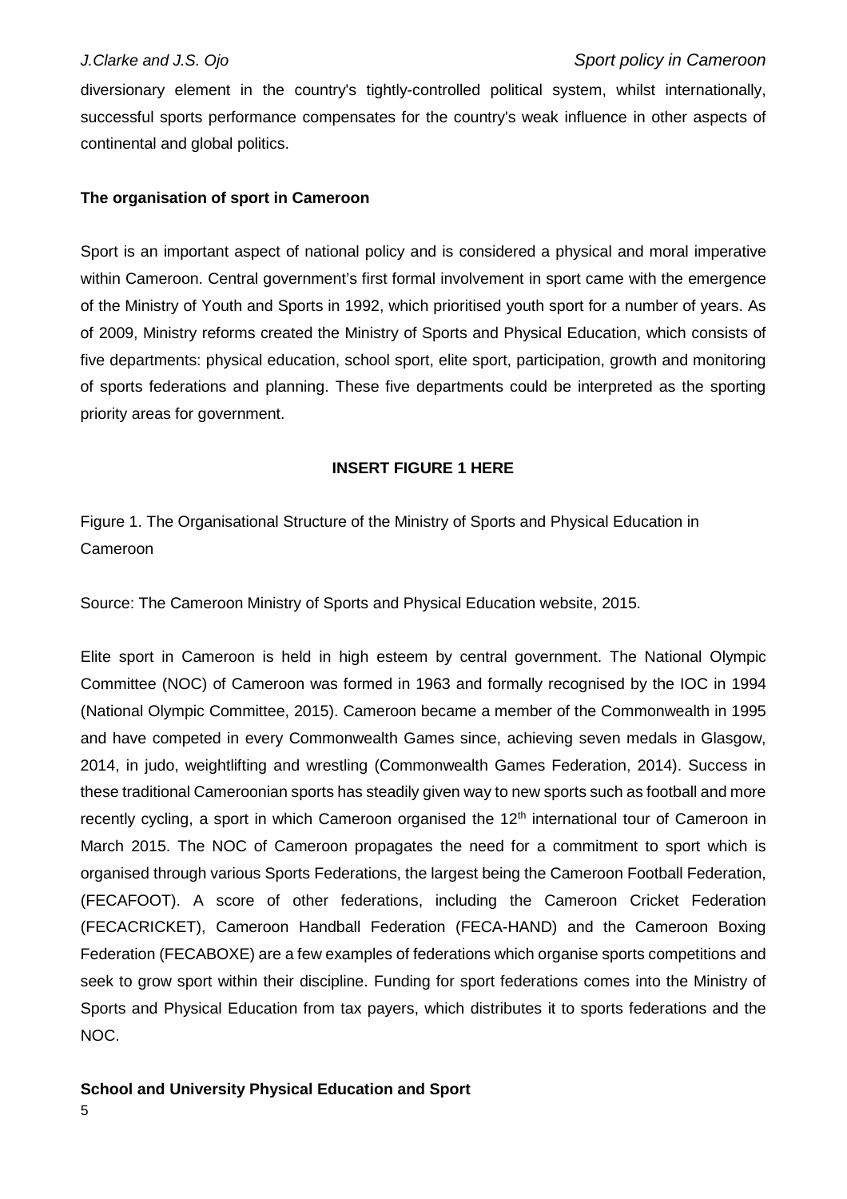diversionary element in the country's tightly-controlled political system, whilst internationally, successful sports performance compensates for the country's weak influence in other aspects of continental and global politics.

## The organisation of sport in Cameroon

Sport is an important aspect of national policy and is considered a physical and moral imperative within Cameroon. Central government's first formal involvement in sport came with the emergence of the Ministry of Youth and Sports in 1992, which prioritised youth sport for a number of years. As of 2009, Ministry reforms created the Ministry of Sports and Physical Education, which consists of five departments: physical education, school sport, elite sport, participation, growth and monitoring of sports federations and planning. These five departments could be interpreted as the sporting priority areas for government.

**INSERT FIGURE 1 HERE**

Figure 1. The Organisational Structure of the Ministry of Sports and Physical Education in Cameroon

Source: The Cameroon Ministry of Sports and Physical Education website, 2015.

Elite sport in Cameroon is held in high esteem by central government. The National Olympic Committee (NOC) of Cameroon was formed in 1963 and formally recognised by the IOC in 1994 (National Olympic Committee, 2015). Cameroon became a member of the Commonwealth in 1995 and have competed in every Commonwealth Games since, achieving seven medals in Glasgow, 2014, in judo, weightlifting and wrestling (Commonwealth Games Federation, 2014). Success in these traditional Cameroonian sports has steadily given way to new sports such as football and more recently cycling, a sport in which Cameroon organised the 12th international tour of Cameroon in March 2015. The NOC of Cameroon propagates the need for a commitment to sport which is organised through various Sports Federations, the largest being the Cameroon Football Federation, (FECAFOOT). A score of other federations, including the Cameroon Cricket Federation (FECACRICKET), Cameroon Handball Federation (FECA-HAND) and the Cameroon Boxing Federation (FECABOXE) are a few examples of federations which organise sports competitions and seek to grow sport within their discipline. Funding for sport federations comes into the Ministry of Sports and Physical Education from tax payers, which distributes it to sports federations and the NOC.

## School and University Physical Education and Sport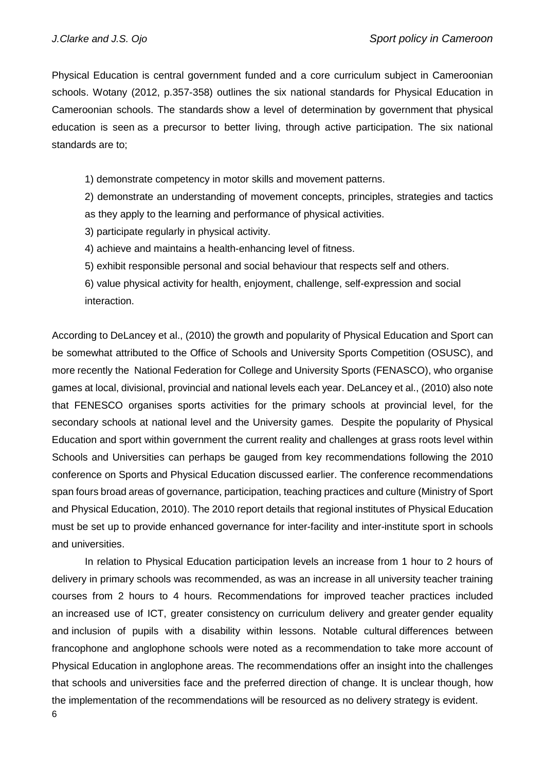Physical Education is central government funded and a core curriculum subject in Cameroonian schools. Wotany (2012, p.357-358) outlines the six national standards for Physical Education in Cameroonian schools. The standards show a level of determination by government that physical education is seen as a precursor to better living, through active participation. The six national standards are to;

1) demonstrate competency in motor skills and movement patterns.
2) demonstrate an understanding of movement concepts, principles, strategies and tactics as they apply to the learning and performance of physical activities.
3) participate regularly in physical activity.
4) achieve and maintains a health-enhancing level of fitness.
5) exhibit responsible personal and social behaviour that respects self and others.
6) value physical activity for health, enjoyment, challenge, self-expression and social interaction.

According to DeLancey et al., (2010) the growth and popularity of Physical Education and Sport can be somewhat attributed to the Office of Schools and University Sports Competition (OSUSC), and more recently the National Federation for College and University Sports (FENASCO), who organise games at local, divisional, provincial and national levels each year. DeLancey et al., (2010) also note that FENESCO organises sports activities for the primary schools at provincial level, for the secondary schools at national level and the University games. Despite the popularity of Physical Education and sport within government the current reality and challenges at grass roots level within Schools and Universities can perhaps be gauged from key recommendations following the 2010 conference on Sports and Physical Education discussed earlier. The conference recommendations span fours broad areas of governance, participation, teaching practices and culture (Ministry of Sport and Physical Education, 2010). The 2010 report details that regional institutes of Physical Education must be set up to provide enhanced governance for inter-facility and inter-institute sport in schools and universities.

In relation to Physical Education participation levels an increase from 1 hour to 2 hours of delivery in primary schools was recommended, as was an increase in all university teacher training courses from 2 hours to 4 hours. Recommendations for improved teacher practices included an increased use of ICT, greater consistency on curriculum delivery and greater gender equality and inclusion of pupils with a disability within lessons. Notable cultural differences between francophone and anglophone schools were noted as a recommendation to take more account of Physical Education in anglophone areas. The recommendations offer an insight into the challenges that schools and universities face and the preferred direction of change. It is unclear though, how the implementation of the recommendations will be resourced as no delivery strategy is evident.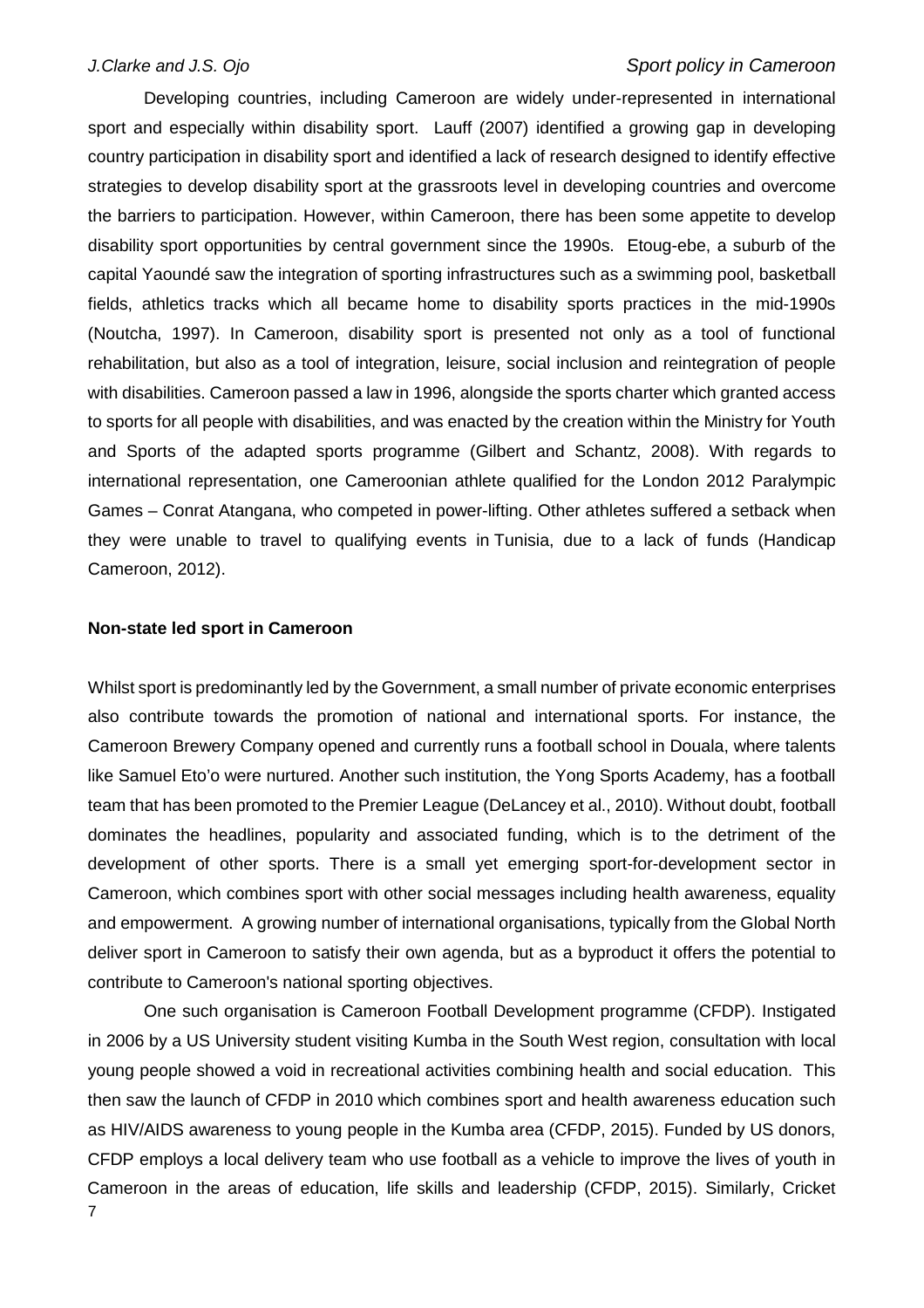Developing countries, including Cameroon are widely under-represented in international sport and especially within disability sport. Lauff (2007) identified a growing gap in developing country participation in disability sport and identified a lack of research designed to identify effective strategies to develop disability sport at the grassroots level in developing countries and overcome the barriers to participation. However, within Cameroon, there has been some appetite to develop disability sport opportunities by central government since the 1990s. Etoug-ebe, a suburb of the capital Yaoundé saw the integration of sporting infrastructures such as a swimming pool, basketball fields, athletics tracks which all became home to disability sports practices in the mid-1990s (Noutcha, 1997). In Cameroon, disability sport is presented not only as a tool of functional rehabilitation, but also as a tool of integration, leisure, social inclusion and reintegration of people with disabilities. Cameroon passed a law in 1996, alongside the sports charter which granted access to sports for all people with disabilities, and was enacted by the creation within the Ministry for Youth and Sports of the adapted sports programme (Gilbert and Schantz, 2008). With regards to international representation, one Cameroonian athlete qualified for the London 2012 Paralympic Games – Conrat Atangana, who competed in power-lifting. Other athletes suffered a setback when they were unable to travel to qualifying events in Tunisia, due to a lack of funds (Handicap Cameroon, 2012).

**Non-state led sport in Cameroon**

Whilst sport is predominantly led by the Government, a small number of private economic enterprises also contribute towards the promotion of national and international sports. For instance, the Cameroon Brewery Company opened and currently runs a football school in Douala, where talents like Samuel Eto'o were nurtured. Another such institution, the Yong Sports Academy, has a football team that has been promoted to the Premier League (DeLancey et al., 2010). Without doubt, football dominates the headlines, popularity and associated funding, which is to the detriment of the development of other sports. There is a small yet emerging sport-for-development sector in Cameroon, which combines sport with other social messages including health awareness, equality and empowerment. A growing number of international organisations, typically from the Global North deliver sport in Cameroon to satisfy their own agenda, but as a byproduct it offers the potential to contribute to Cameroon's national sporting objectives.

One such organisation is Cameroon Football Development programme (CFDP). Instigated in 2006 by a US University student visiting Kumba in the South West region, consultation with local young people showed a void in recreational activities combining health and social education. This then saw the launch of CFDP in 2010 which combines sport and health awareness education such as HIV/AIDS awareness to young people in the Kumba area (CFDP, 2015). Funded by US donors, CFDP employs a local delivery team who use football as a vehicle to improve the lives of youth in Cameroon in the areas of education, life skills and leadership (CFDP, 2015). Similarly, Cricket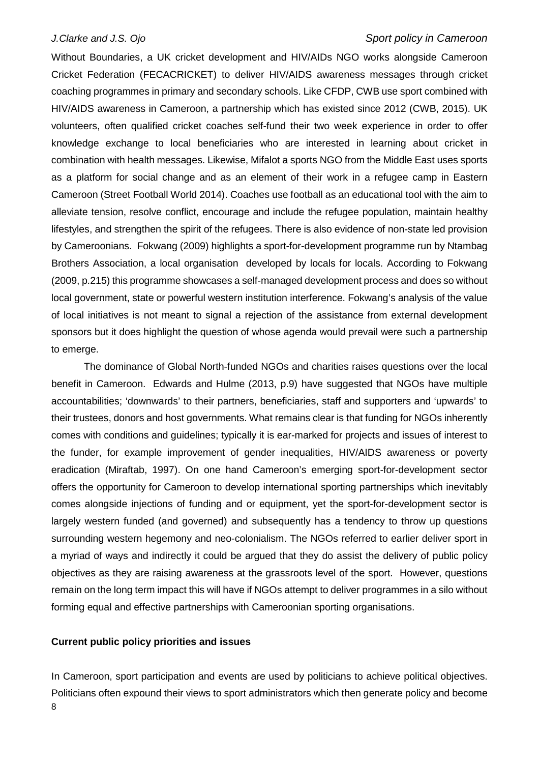Without Boundaries, a UK cricket development and HIV/AIDs NGO works alongside Cameroon Cricket Federation (FECACRICKET) to deliver HIV/AIDS awareness messages through cricket coaching programmes in primary and secondary schools. Like CFDP, CWB use sport combined with HIV/AIDS awareness in Cameroon, a partnership which has existed since 2012 (CWB, 2015). UK volunteers, often qualified cricket coaches self-fund their two week experience in order to offer knowledge exchange to local beneficiaries who are interested in learning about cricket in combination with health messages. Likewise, Mifalot a sports NGO from the Middle East uses sports as a platform for social change and as an element of their work in a refugee camp in Eastern Cameroon (Street Football World 2014). Coaches use football as an educational tool with the aim to alleviate tension, resolve conflict, encourage and include the refugee population, maintain healthy lifestyles, and strengthen the spirit of the refugees. There is also evidence of non-state led provision by Cameroonians. Fokwang (2009) highlights a sport-for-development programme run by Ntambag Brothers Association, a local organisation developed by locals for locals. According to Fokwang (2009, p.215) this programme showcases a self-managed development process and does so without local government, state or powerful western institution interference. Fokwang's analysis of the value of local initiatives is not meant to signal a rejection of the assistance from external development sponsors but it does highlight the question of whose agenda would prevail were such a partnership to emerge.

The dominance of Global North-funded NGOs and charities raises questions over the local benefit in Cameroon. Edwards and Hulme (2013, p.9) have suggested that NGOs have multiple accountabilities; 'downwards' to their partners, beneficiaries, staff and supporters and 'upwards' to their trustees, donors and host governments. What remains clear is that funding for NGOs inherently comes with conditions and guidelines; typically it is ear-marked for projects and issues of interest to the funder, for example improvement of gender inequalities, HIV/AIDS awareness or poverty eradication (Miraftab, 1997). On one hand Cameroon's emerging sport-for-development sector offers the opportunity for Cameroon to develop international sporting partnerships which inevitably comes alongside injections of funding and or equipment, yet the sport-for-development sector is largely western funded (and governed) and subsequently has a tendency to throw up questions surrounding western hegemony and neo-colonialism. The NGOs referred to earlier deliver sport in a myriad of ways and indirectly it could be argued that they do assist the delivery of public policy objectives as they are raising awareness at the grassroots level of the sport. However, questions remain on the long term impact this will have if NGOs attempt to deliver programmes in a silo without forming equal and effective partnerships with Cameroonian sporting organisations.

**Current public policy priorities and issues**

In Cameroon, sport participation and events are used by politicians to achieve political objectives. Politicians often expound their views to sport administrators which then generate policy and become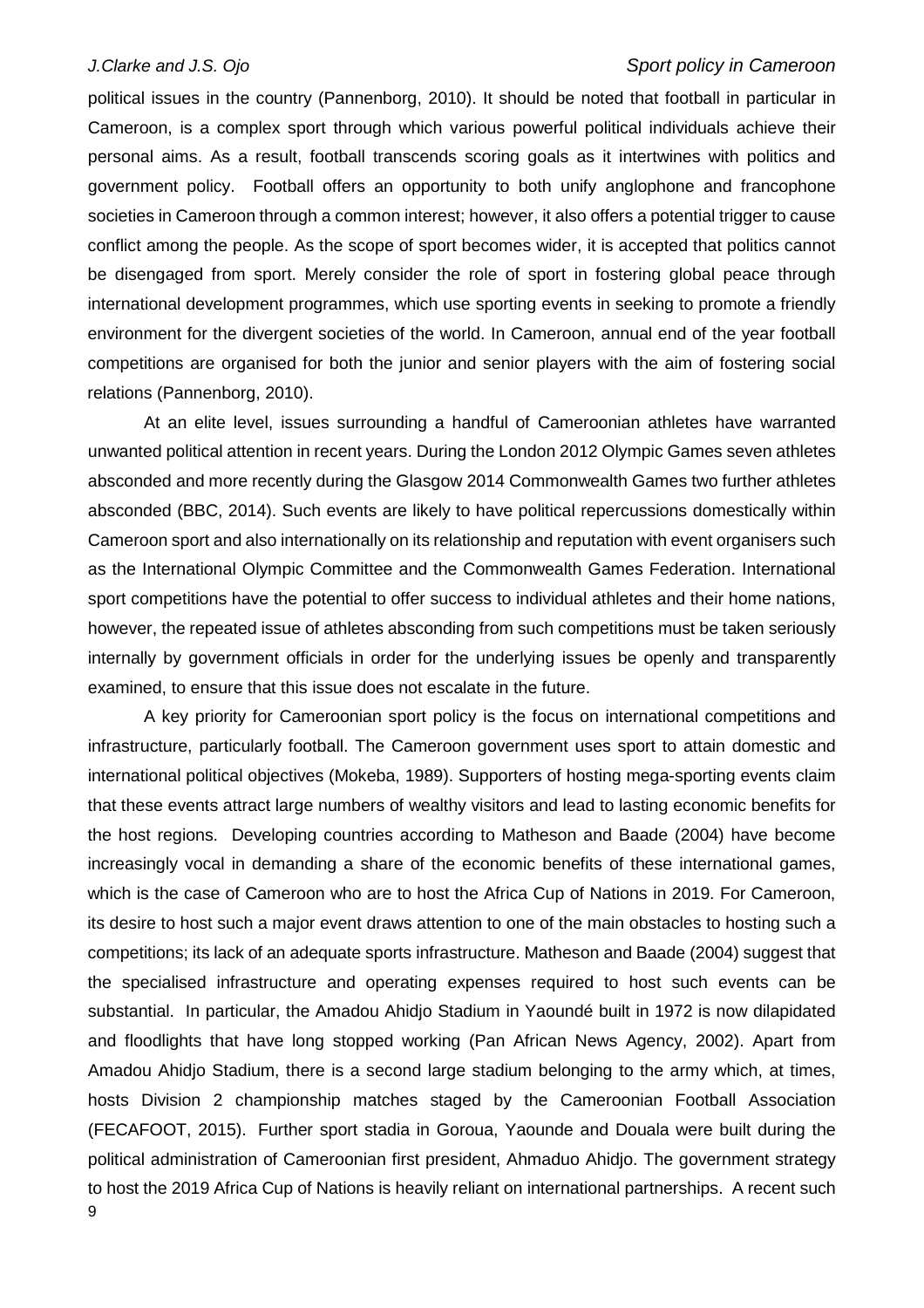political issues in the country (Pannenborg, 2010). It should be noted that football in particular in Cameroon, is a complex sport through which various powerful political individuals achieve their personal aims. As a result, football transcends scoring goals as it intertwines with politics and government policy. Football offers an opportunity to both unify anglophone and francophone societies in Cameroon through a common interest; however, it also offers a potential trigger to cause conflict among the people. As the scope of sport becomes wider, it is accepted that politics cannot be disengaged from sport. Merely consider the role of sport in fostering global peace through international development programmes, which use sporting events in seeking to promote a friendly environment for the divergent societies of the world. In Cameroon, annual end of the year football competitions are organised for both the junior and senior players with the aim of fostering social relations (Pannenborg, 2010).

At an elite level, issues surrounding a handful of Cameroonian athletes have warranted unwanted political attention in recent years. During the London 2012 Olympic Games seven athletes absconded and more recently during the Glasgow 2014 Commonwealth Games two further athletes absconded (BBC, 2014). Such events are likely to have political repercussions domestically within Cameroon sport and also internationally on its relationship and reputation with event organisers such as the International Olympic Committee and the Commonwealth Games Federation. International sport competitions have the potential to offer success to individual athletes and their home nations, however, the repeated issue of athletes absconding from such competitions must be taken seriously internally by government officials in order for the underlying issues be openly and transparently examined, to ensure that this issue does not escalate in the future.

A key priority for Cameroonian sport policy is the focus on international competitions and infrastructure, particularly football. The Cameroon government uses sport to attain domestic and international political objectives (Mokeba, 1989). Supporters of hosting mega-sporting events claim that these events attract large numbers of wealthy visitors and lead to lasting economic benefits for the host regions. Developing countries according to Matheson and Baade (2004) have become increasingly vocal in demanding a share of the economic benefits of these international games, which is the case of Cameroon who are to host the Africa Cup of Nations in 2019. For Cameroon, its desire to host such a major event draws attention to one of the main obstacles to hosting such a competitions; its lack of an adequate sports infrastructure. Matheson and Baade (2004) suggest that the specialised infrastructure and operating expenses required to host such events can be substantial. In particular, the Amadou Ahidjo Stadium in Yaoundé built in 1972 is now dilapidated and floodlights that have long stopped working (Pan African News Agency, 2002). Apart from Amadou Ahidjo Stadium, there is a second large stadium belonging to the army which, at times, hosts Division 2 championship matches staged by the Cameroonian Football Association (FECAFOOT, 2015). Further sport stadia in Goroua, Yaounde and Douala were built during the political administration of Cameroonian first president, Ahmaduo Ahidjo. The government strategy to host the 2019 Africa Cup of Nations is heavily reliant on international partnerships. A recent such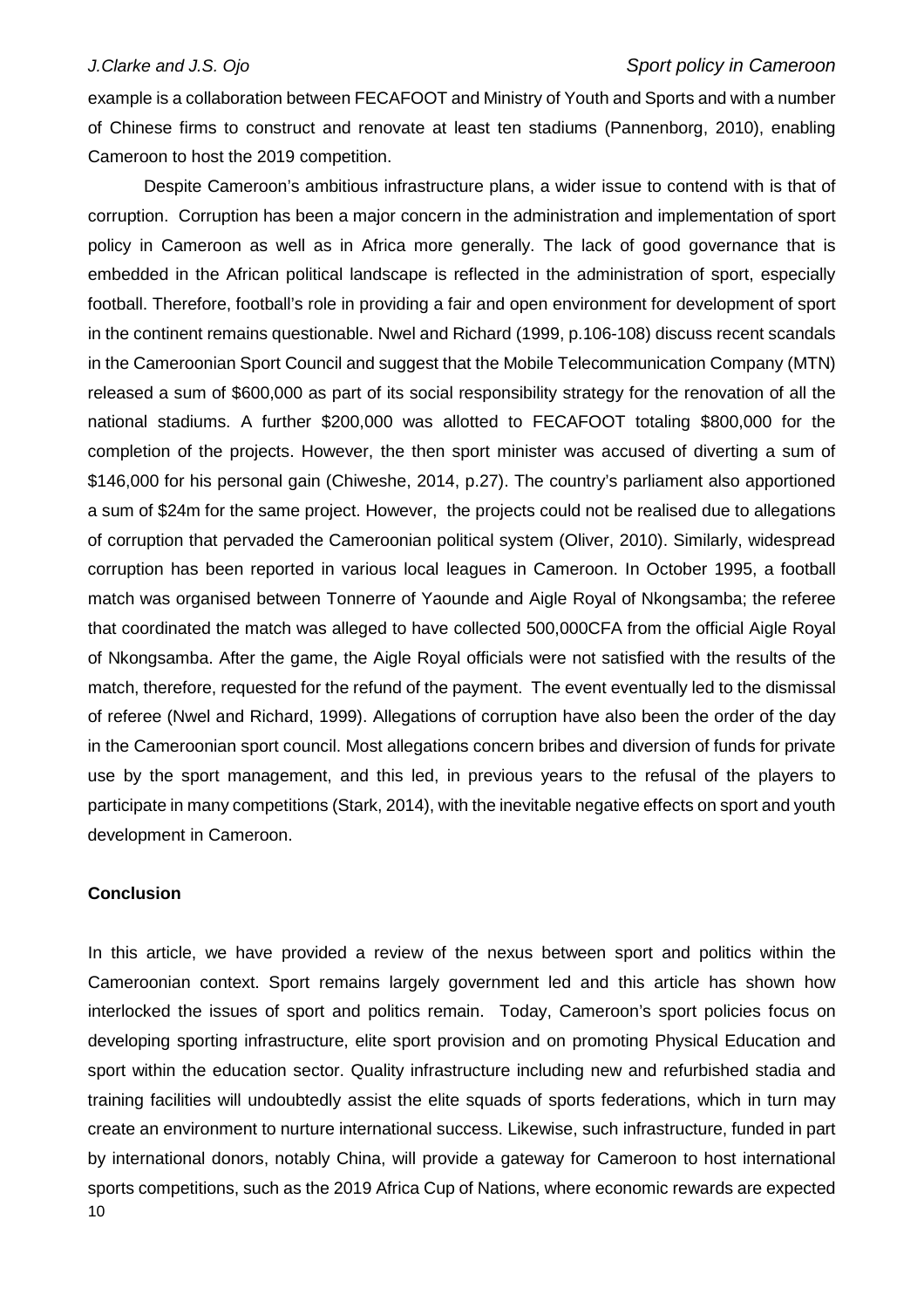example is a collaboration between FECAFOOT and Ministry of Youth and Sports and with a number of Chinese firms to construct and renovate at least ten stadiums (Pannenborg, 2010), enabling Cameroon to host the 2019 competition.

Despite Cameroon's ambitious infrastructure plans, a wider issue to contend with is that of corruption. Corruption has been a major concern in the administration and implementation of sport policy in Cameroon as well as in Africa more generally. The lack of good governance that is embedded in the African political landscape is reflected in the administration of sport, especially football. Therefore, football's role in providing a fair and open environment for development of sport in the continent remains questionable. Nwel and Richard (1999, p.106-108) discuss recent scandals in the Cameroonian Sport Council and suggest that the Mobile Telecommunication Company (MTN) released a sum of $600,000 as part of its social responsibility strategy for the renovation of all the national stadiums. A further $200,000 was allotted to FECAFOOT totaling $800,000 for the completion of the projects. However, the then sport minister was accused of diverting a sum of $146,000 for his personal gain (Chiweshe, 2014, p.27). The country's parliament also apportioned a sum of $24m for the same project. However, the projects could not be realised due to allegations of corruption that pervaded the Cameroonian political system (Oliver, 2010). Similarly, widespread corruption has been reported in various local leagues in Cameroon. In October 1995, a football match was organised between Tonnerre of Yaounde and Aigle Royal of Nkongsamba; the referee that coordinated the match was alleged to have collected 500,000CFA from the official Aigle Royal of Nkongsamba. After the game, the Aigle Royal officials were not satisfied with the results of the match, therefore, requested for the refund of the payment. The event eventually led to the dismissal of referee (Nwel and Richard, 1999). Allegations of corruption have also been the order of the day in the Cameroonian sport council. Most allegations concern bribes and diversion of funds for private use by the sport management, and this led, in previous years to the refusal of the players to participate in many competitions (Stark, 2014), with the inevitable negative effects on sport and youth development in Cameroon.

## Conclusion

In this article, we have provided a review of the nexus between sport and politics within the Cameroonian context. Sport remains largely government led and this article has shown how interlocked the issues of sport and politics remain. Today, Cameroon's sport policies focus on developing sporting infrastructure, elite sport provision and on promoting Physical Education and sport within the education sector. Quality infrastructure including new and refurbished stadia and training facilities will undoubtedly assist the elite squads of sports federations, which in turn may create an environment to nurture international success. Likewise, such infrastructure, funded in part by international donors, notably China, will provide a gateway for Cameroon to host international sports competitions, such as the 2019 Africa Cup of Nations, where economic rewards are expected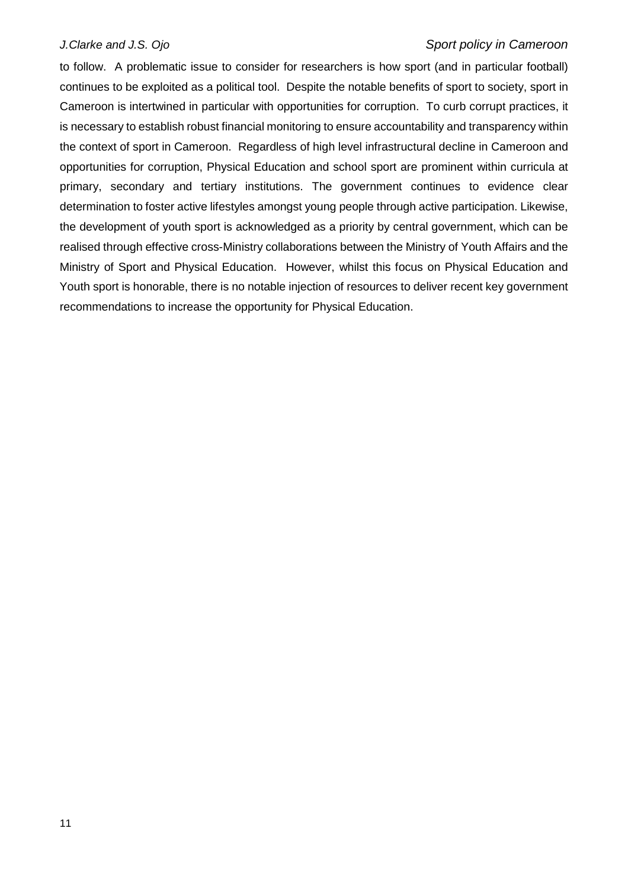to follow. A problematic issue to consider for researchers is how sport (and in particular football) continues to be exploited as a political tool. Despite the notable benefits of sport to society, sport in Cameroon is intertwined in particular with opportunities for corruption. To curb corrupt practices, it is necessary to establish robust financial monitoring to ensure accountability and transparency within the context of sport in Cameroon. Regardless of high level infrastructural decline in Cameroon and opportunities for corruption, Physical Education and school sport are prominent within curricula at primary, secondary and tertiary institutions. The government continues to evidence clear determination to foster active lifestyles amongst young people through active participation. Likewise, the development of youth sport is acknowledged as a priority by central government, which can be realised through effective cross-Ministry collaborations between the Ministry of Youth Affairs and the Ministry of Sport and Physical Education. However, whilst this focus on Physical Education and Youth sport is honorable, there is no notable injection of resources to deliver recent key government recommendations to increase the opportunity for Physical Education.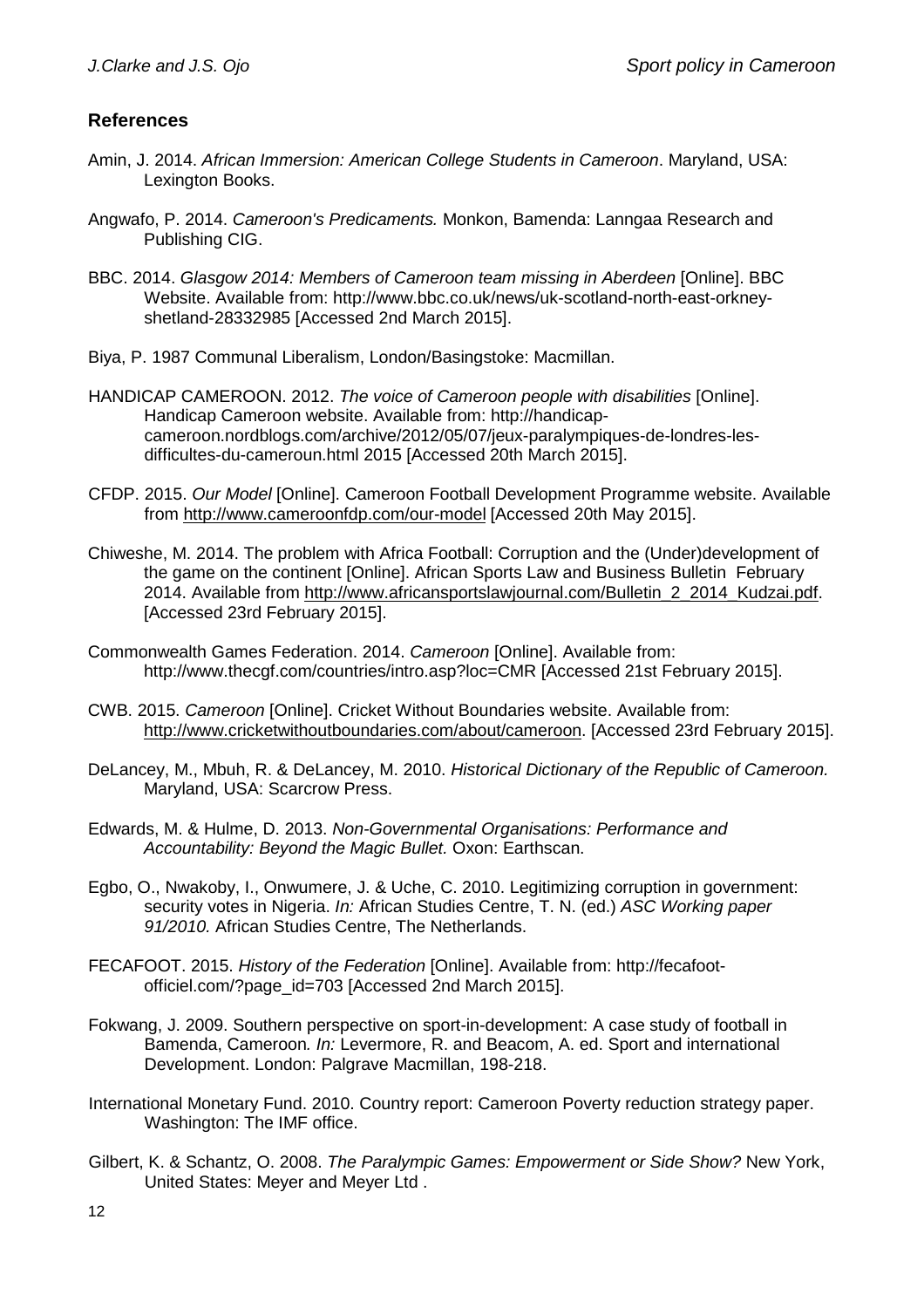## References

Amin, J. 2014. *African Immersion: American College Students in Cameroon*. Maryland, USA: Lexington Books.

Angwafo, P. 2014. *Cameroon's Predicaments.* Monkon, Bamenda: Lanngaa Research and Publishing CIG.

BBC. 2014. *Glasgow 2014: Members of Cameroon team missing in Aberdeen* [Online]. BBC Website. Available from: http://www.bbc.co.uk/news/uk-scotland-north-east-orkney-shetland-28332985 [Accessed 2nd March 2015].

Biya, P. 1987 Communal Liberalism, London/Basingstoke: Macmillan.

HANDICAP CAMEROON. 2012. *The voice of Cameroon people with disabilities* [Online]. Handicap Cameroon website. Available from: http://handicap-cameroon.nordblogs.com/archive/2012/05/07/jeux-paralympiques-de-londres-les-difficultes-du-cameroun.html 2015 [Accessed 20th March 2015].

CFDP. 2015. *Our Model* [Online]. Cameroon Football Development Programme website. Available from http://www.cameroonfdp.com/our-model [Accessed 20th May 2015].

Chiweshe, M. 2014. The problem with Africa Football: Corruption and the (Under)development of the game on the continent [Online]. African Sports Law and Business Bulletin February 2014. Available from http://www.africansportslawjournal.com/Bulletin_2_2014_Kudzai.pdf. [Accessed 23rd February 2015].

Commonwealth Games Federation. 2014. *Cameroon* [Online]. Available from: http://www.thecgf.com/countries/intro.asp?loc=CMR [Accessed 21st February 2015].

CWB. 2015. *Cameroon* [Online]. Cricket Without Boundaries website. Available from: http://www.cricketwithoutboundaries.com/about/cameroon. [Accessed 23rd February 2015].

DeLancey, M., Mbuh, R. & DeLancey, M. 2010. *Historical Dictionary of the Republic of Cameroon.* Maryland, USA: Scarcrow Press.

Edwards, M. & Hulme, D. 2013. *Non-Governmental Organisations: Performance and Accountability: Beyond the Magic Bullet.* Oxon: Earthscan.

Egbo, O., Nwakoby, I., Onwumere, J. & Uche, C. 2010. Legitimizing corruption in government: security votes in Nigeria. *In:* African Studies Centre, T. N. (ed.) *ASC Working paper 91/2010.* African Studies Centre, The Netherlands.

FECAFOOT. 2015. *History of the Federation* [Online]. Available from: http://fecafoot-officiel.com/?page_id=703 [Accessed 2nd March 2015].

Fokwang, J. 2009. Southern perspective on sport-in-development: A case study of football in Bamenda, Cameroon*. In:* Levermore, R. and Beacom, A. ed. Sport and international Development. London: Palgrave Macmillan, 198-218.

International Monetary Fund. 2010. Country report: Cameroon Poverty reduction strategy paper. Washington: The IMF office.

Gilbert, K. & Schantz, O. 2008. *The Paralympic Games: Empowerment or Side Show?* New York, United States: Meyer and Meyer Ltd .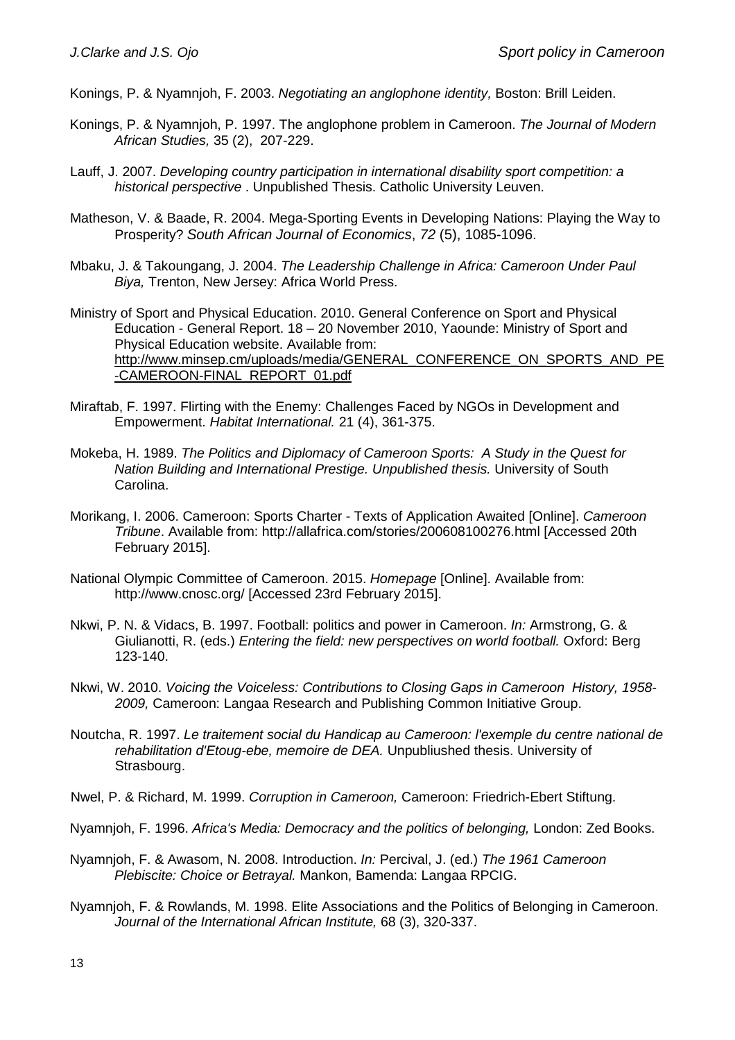Konings, P. & Nyamnjoh, F. 2003. *Negotiating an anglophone identity,* Boston: Brill Leiden.

Konings, P. & Nyamnjoh, P. 1997. The anglophone problem in Cameroon. *The Journal of Modern African Studies,* 35 (2), 207-229.

Lauff, J. 2007. *Developing country participation in international disability sport competition: a historical perspective* . Unpublished Thesis. Catholic University Leuven.

Matheson, V. & Baade, R. 2004. Mega-Sporting Events in Developing Nations: Playing the Way to Prosperity? *South African Journal of Economics*, *72* (5), 1085-1096.

Mbaku, J. & Takoungang, J. 2004. *The Leadership Challenge in Africa: Cameroon Under Paul Biya,* Trenton, New Jersey: Africa World Press.

Ministry of Sport and Physical Education. 2010. General Conference on Sport and Physical Education - General Report. 18 – 20 November 2010, Yaounde: Ministry of Sport and Physical Education website. Available from: http://www.minsep.cm/uploads/media/GENERAL_CONFERENCE_ON_SPORTS_AND_PE-CAMEROON-FINAL_REPORT_01.pdf

Miraftab, F. 1997. Flirting with the Enemy: Challenges Faced by NGOs in Development and Empowerment. *Habitat International.* 21 (4), 361-375.

Mokeba, H. 1989. *The Politics and Diplomacy of Cameroon Sports: A Study in the Quest for Nation Building and International Prestige. Unpublished thesis.* University of South Carolina.

Morikang, I. 2006. Cameroon: Sports Charter - Texts of Application Awaited [Online]. *Cameroon Tribune*. Available from: http://allafrica.com/stories/200608100276.html [Accessed 20th February 2015].

National Olympic Committee of Cameroon. 2015. *Homepage* [Online]. Available from: http://www.cnosc.org/ [Accessed 23rd February 2015].

Nkwi, P. N. & Vidacs, B. 1997. Football: politics and power in Cameroon. *In:* Armstrong, G. & Giulianotti, R. (eds.) *Entering the field: new perspectives on world football.* Oxford: Berg 123-140.

Nkwi, W. 2010. *Voicing the Voiceless: Contributions to Closing Gaps in Cameroon History, 1958-2009,* Cameroon: Langaa Research and Publishing Common Initiative Group.

Noutcha, R. 1997. *Le traitement social du Handicap au Cameroon: l'exemple du centre national de rehabilitation d'Etoug-ebe, memoire de DEA.* Unpubliushed thesis. University of Strasbourg.

Nwel, P. & Richard, M. 1999. *Corruption in Cameroon,* Cameroon: Friedrich-Ebert Stiftung.

Nyamnjoh, F. 1996. *Africa's Media: Democracy and the politics of belonging,* London: Zed Books.

Nyamnjoh, F. & Awasom, N. 2008. Introduction. *In:* Percival, J. (ed.) *The 1961 Cameroon Plebiscite: Choice or Betrayal.* Mankon, Bamenda: Langaa RPCIG.

Nyamnjoh, F. & Rowlands, M. 1998. Elite Associations and the Politics of Belonging in Cameroon. *Journal of the International African Institute,* 68 (3), 320-337.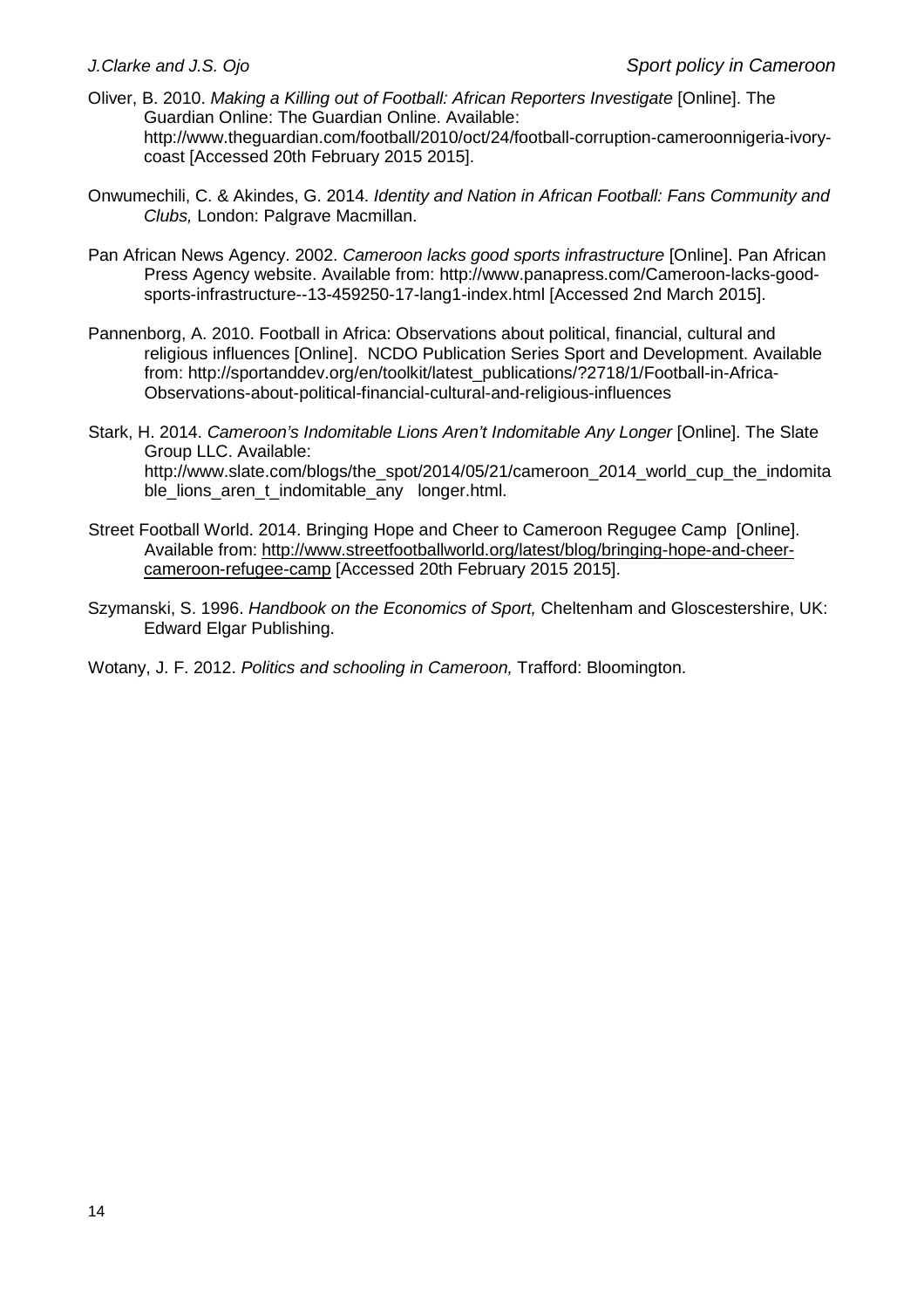Oliver, B. 2010. *Making a Killing out of Football: African Reporters Investigate* [Online]. The Guardian Online: The Guardian Online. Available: http://www.theguardian.com/football/2010/oct/24/football-corruption-cameroonnigeria-ivory-coast [Accessed 20th February 2015 2015].

Onwumechili, C. & Akindes, G. 2014. *Identity and Nation in African Football: Fans Community and Clubs,* London: Palgrave Macmillan.

Pan African News Agency. 2002. *Cameroon lacks good sports infrastructure* [Online]. Pan African Press Agency website. Available from: http://www.panapress.com/Cameroon-lacks-good-sports-infrastructure--13-459250-17-lang1-index.html [Accessed 2nd March 2015].

Pannenborg, A. 2010. Football in Africa: Observations about political, financial, cultural and religious influences [Online]. NCDO Publication Series Sport and Development. Available from: http://sportanddev.org/en/toolkit/latest_publications/?2718/1/Football-in-Africa-Observations-about-political-financial-cultural-and-religious-influences

Stark, H. 2014. *Cameroon's Indomitable Lions Aren't Indomitable Any Longer* [Online]. The Slate Group LLC. Available: http://www.slate.com/blogs/the_spot/2014/05/21/cameroon_2014_world_cup_the_indomitable_lions_aren_t_indomitable_any longer.html.

Street Football World. 2014. Bringing Hope and Cheer to Cameroon Regugee Camp [Online]. Available from: http://www.streetfootballworld.org/latest/blog/bringing-hope-and-cheer-cameroon-refugee-camp [Accessed 20th February 2015 2015].

Szymanski, S. 1996. *Handbook on the Economics of Sport,* Cheltenham and Gloscestershire, UK: Edward Elgar Publishing.

Wotany, J. F. 2012. *Politics and schooling in Cameroon,* Trafford: Bloomington.